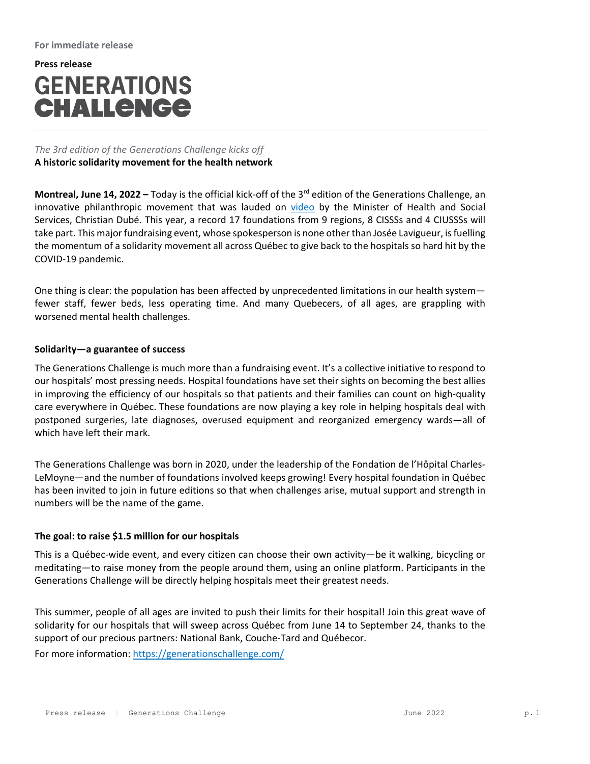**For immediate release**

**Press release**

# GENERATIONS CHALLENGE

*The 3rd edition of the Generations Challenge kicks off*

**A historic solidarity movement for the health network**

**Montreal, June 14, 2022 –** Today is the official kick-off of the 3rd edition of the Generations Challenge, an innovative philanthropic movement that was lauded on video by the Minister of Health and Social Services, Christian Dubé. This year, a record 17 foundations from 9 regions, 8 CISSSs and 4 CIUSSSs will take part. This major fundraising event, whose spokesperson is none other than Josée Lavigueur, is fuelling the momentum of a solidarity movement all across Québec to give back to the hospitals so hard hit by the COVID-19 pandemic.

One thing is clear: the population has been affected by unprecedented limitations in our health system—fewer staff, fewer beds, less operating time. And many Quebecers, of all ages, are grappling with worsened mental health challenges.

**Solidarity—a guarantee of success**

The Generations Challenge is much more than a fundraising event. It's a collective initiative to respond to our hospitals' most pressing needs. Hospital foundations have set their sights on becoming the best allies in improving the efficiency of our hospitals so that patients and their families can count on high-quality care everywhere in Québec. These foundations are now playing a key role in helping hospitals deal with postponed surgeries, late diagnoses, overused equipment and reorganized emergency wards—all of which have left their mark.

The Generations Challenge was born in 2020, under the leadership of the Fondation de l'Hôpital Charles-LeMoyne—and the number of foundations involved keeps growing! Every hospital foundation in Québec has been invited to join in future editions so that when challenges arise, mutual support and strength in numbers will be the name of the game.

**The goal: to raise $1.5 million for our hospitals**

This is a Québec-wide event, and every citizen can choose their own activity—be it walking, bicycling or meditating—to raise money from the people around them, using an online platform. Participants in the Generations Challenge will be directly helping hospitals meet their greatest needs.

This summer, people of all ages are invited to push their limits for their hospital! Join this great wave of solidarity for our hospitals that will sweep across Québec from June 14 to September 24, thanks to the support of our precious partners: National Bank, Couche-Tard and Québecor.

For more information: https://generationschallenge.com/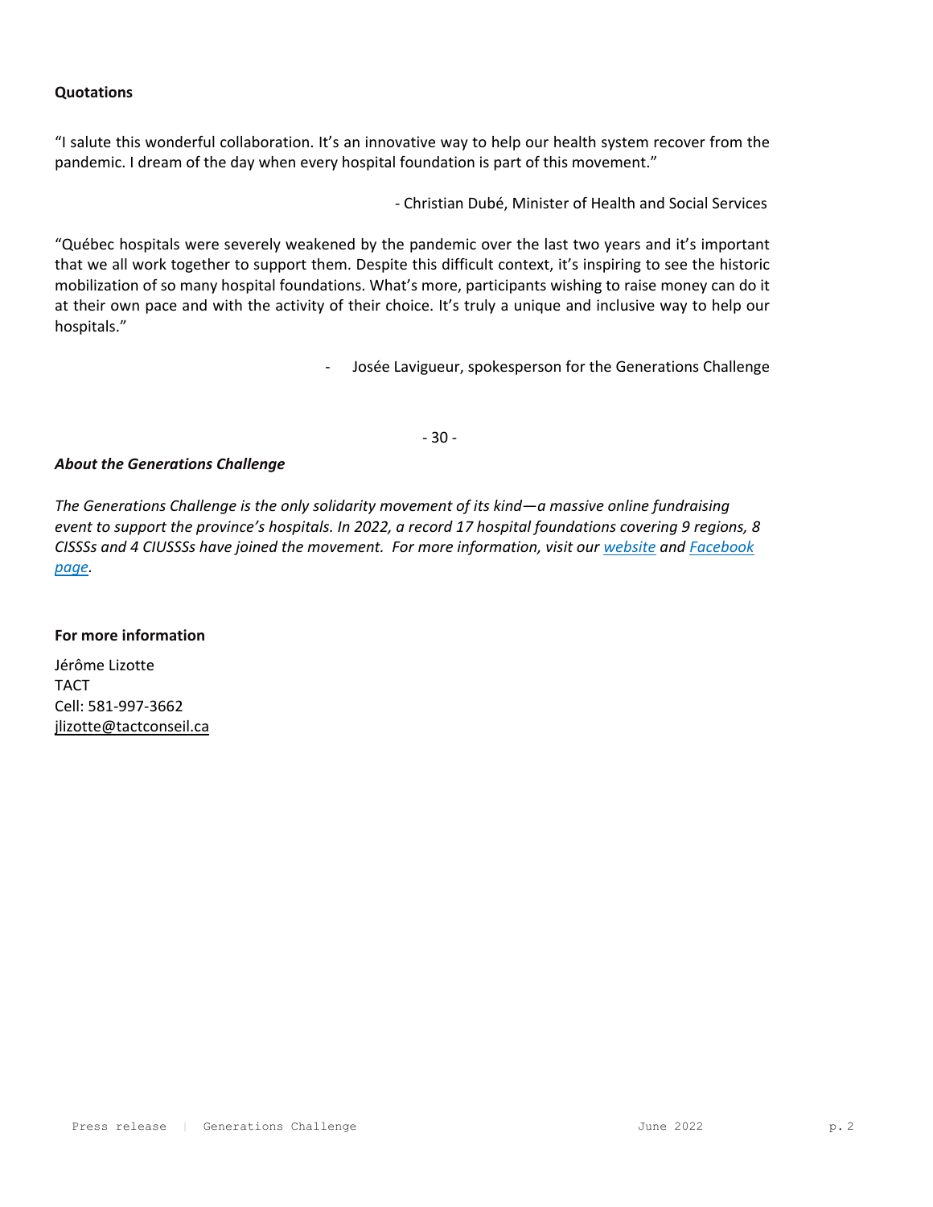**Quotations**

"I salute this wonderful collaboration. It's an innovative way to help our health system recover from the pandemic. I dream of the day when every hospital foundation is part of this movement."

- Christian Dubé, Minister of Health and Social Services

"Québec hospitals were severely weakened by the pandemic over the last two years and it's important that we all work together to support them. Despite this difficult context, it's inspiring to see the historic mobilization of so many hospital foundations. What's more, participants wishing to raise money can do it at their own pace and with the activity of their choice. It's truly a unique and inclusive way to help our hospitals."

- Josée Lavigueur, spokesperson for the Generations Challenge

- 30 -

***About the Generations Challenge***

*The Generations Challenge is the only solidarity movement of its kind—a massive online fundraising event to support the province's hospitals. In 2022, a record 17 hospital foundations covering 9 regions, 8 CISSSs and 4 CIUSSSs have joined the movement. For more information, visit our website and Facebook page.*

**For more information**

Jérôme Lizotte
TACT
Cell: 581-997-3662
jlizotte@tactconseil.ca